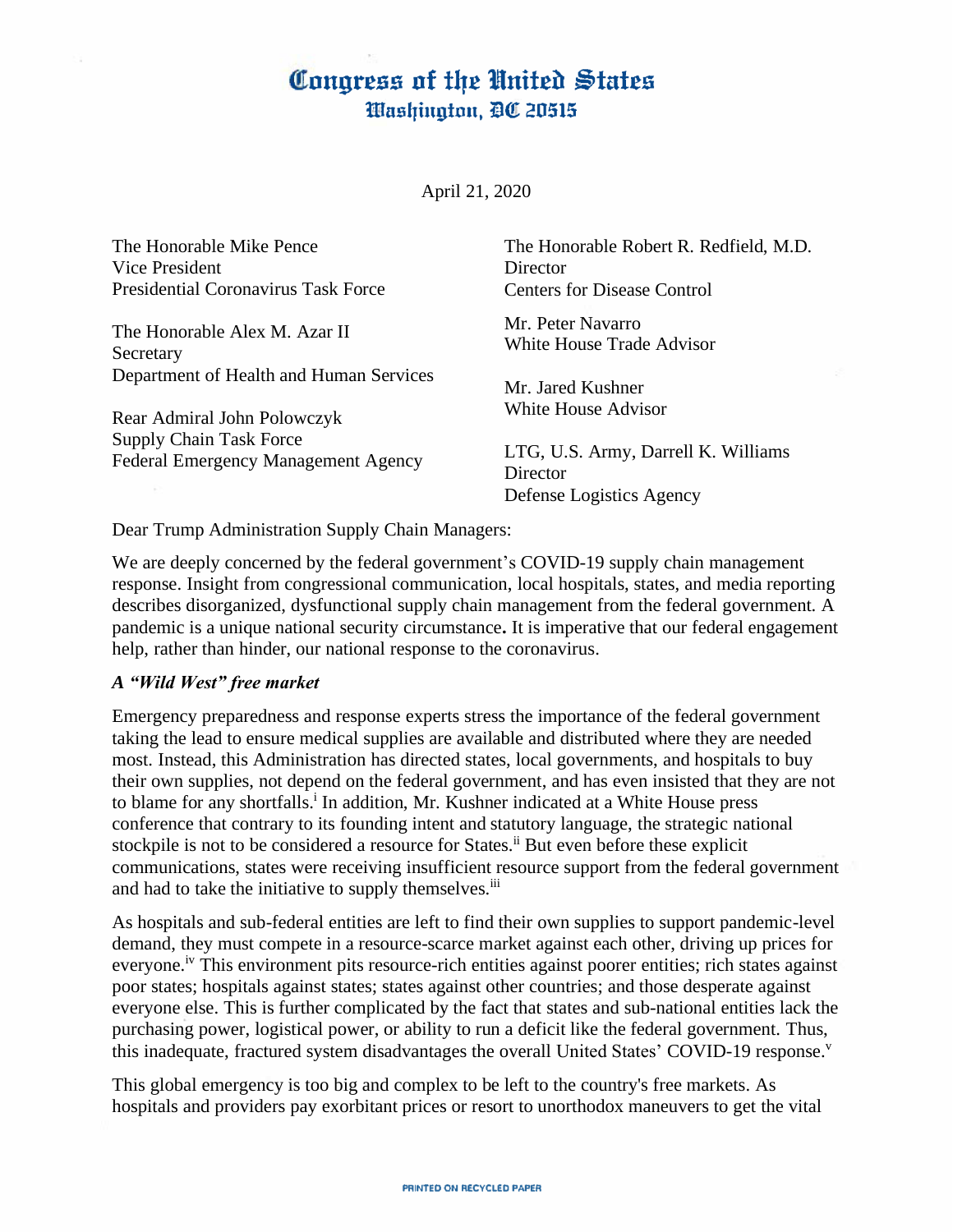# Congress of the United States
## Washington, DC 20515

April 21, 2020

The Honorable Mike Pence
Vice President
Presidential Coronavirus Task Force

The Honorable Alex M. Azar II
Secretary
Department of Health and Human Services

Rear Admiral John Polowczyk
Supply Chain Task Force
Federal Emergency Management Agency

The Honorable Robert R. Redfield, M.D.
Director
Centers for Disease Control

Mr. Peter Navarro
White House Trade Advisor

Mr. Jared Kushner
White House Advisor

LTG, U.S. Army, Darrell K. Williams
Director
Defense Logistics Agency

Dear Trump Administration Supply Chain Managers:

We are deeply concerned by the federal government's COVID-19 supply chain management response. Insight from congressional communication, local hospitals, states, and media reporting describes disorganized, dysfunctional supply chain management from the federal government. A pandemic is a unique national security circumstance**.** It is imperative that our federal engagement help, rather than hinder, our national response to the coronavirus.

***A "Wild West" free market***

Emergency preparedness and response experts stress the importance of the federal government taking the lead to ensure medical supplies are available and distributed where they are needed most. Instead, this Administration has directed states, local governments, and hospitals to buy their own supplies, not depend on the federal government, and has even insisted that they are not to blame for any shortfalls.[i] In addition, Mr. Kushner indicated at a White House press conference that contrary to its founding intent and statutory language, the strategic national stockpile is not to be considered a resource for States.[ii] But even before these explicit communications, states were receiving insufficient resource support from the federal government and had to take the initiative to supply themselves.[iii]

As hospitals and sub-federal entities are left to find their own supplies to support pandemic-level demand, they must compete in a resource-scarce market against each other, driving up prices for everyone.[iv] This environment pits resource-rich entities against poorer entities; rich states against poor states; hospitals against states; states against other countries; and those desperate against everyone else. This is further complicated by the fact that states and sub-national entities lack the purchasing power, logistical power, or ability to run a deficit like the federal government. Thus, this inadequate, fractured system disadvantages the overall United States' COVID-19 response.[v]

This global emergency is too big and complex to be left to the country's free markets. As hospitals and providers pay exorbitant prices or resort to unorthodox maneuvers to get the vital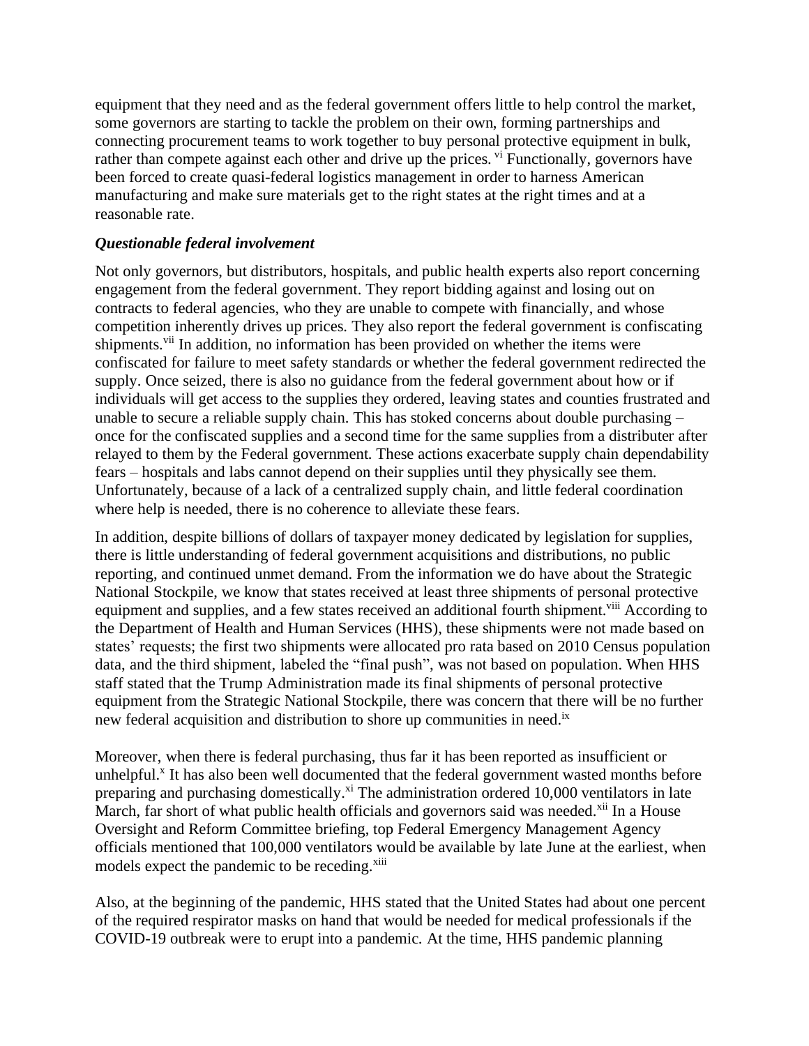equipment that they need and as the federal government offers little to help control the market, some governors are starting to tackle the problem on their own, forming partnerships and connecting procurement teams to work together to buy personal protective equipment in bulk, rather than compete against each other and drive up the prices. [vi] Functionally, governors have been forced to create quasi-federal logistics management in order to harness American manufacturing and make sure materials get to the right states at the right times and at a reasonable rate.

***Questionable federal involvement***

Not only governors, but distributors, hospitals, and public health experts also report concerning engagement from the federal government. They report bidding against and losing out on contracts to federal agencies, who they are unable to compete with financially, and whose competition inherently drives up prices. They also report the federal government is confiscating shipments.[vii] In addition, no information has been provided on whether the items were confiscated for failure to meet safety standards or whether the federal government redirected the supply. Once seized, there is also no guidance from the federal government about how or if individuals will get access to the supplies they ordered, leaving states and counties frustrated and unable to secure a reliable supply chain. This has stoked concerns about double purchasing – once for the confiscated supplies and a second time for the same supplies from a distributer after relayed to them by the Federal government. These actions exacerbate supply chain dependability fears – hospitals and labs cannot depend on their supplies until they physically see them. Unfortunately, because of a lack of a centralized supply chain, and little federal coordination where help is needed, there is no coherence to alleviate these fears.

In addition, despite billions of dollars of taxpayer money dedicated by legislation for supplies, there is little understanding of federal government acquisitions and distributions, no public reporting, and continued unmet demand. From the information we do have about the Strategic National Stockpile, we know that states received at least three shipments of personal protective equipment and supplies, and a few states received an additional fourth shipment.[viii] According to the Department of Health and Human Services (HHS), these shipments were not made based on states' requests; the first two shipments were allocated pro rata based on 2010 Census population data, and the third shipment, labeled the "final push", was not based on population. When HHS staff stated that the Trump Administration made its final shipments of personal protective equipment from the Strategic National Stockpile, there was concern that there will be no further new federal acquisition and distribution to shore up communities in need.[ix]

Moreover, when there is federal purchasing, thus far it has been reported as insufficient or unhelpful.[x] It has also been well documented that the federal government wasted months before preparing and purchasing domestically.[xi] The administration ordered 10,000 ventilators in late March, far short of what public health officials and governors said was needed.[xii] In a House Oversight and Reform Committee briefing, top Federal Emergency Management Agency officials mentioned that 100,000 ventilators would be available by late June at the earliest, when models expect the pandemic to be receding.[xiii]

Also, at the beginning of the pandemic, HHS stated that the United States had about one percent of the required respirator masks on hand that would be needed for medical professionals if the COVID-19 outbreak were to erupt into a pandemic. At the time, HHS pandemic planning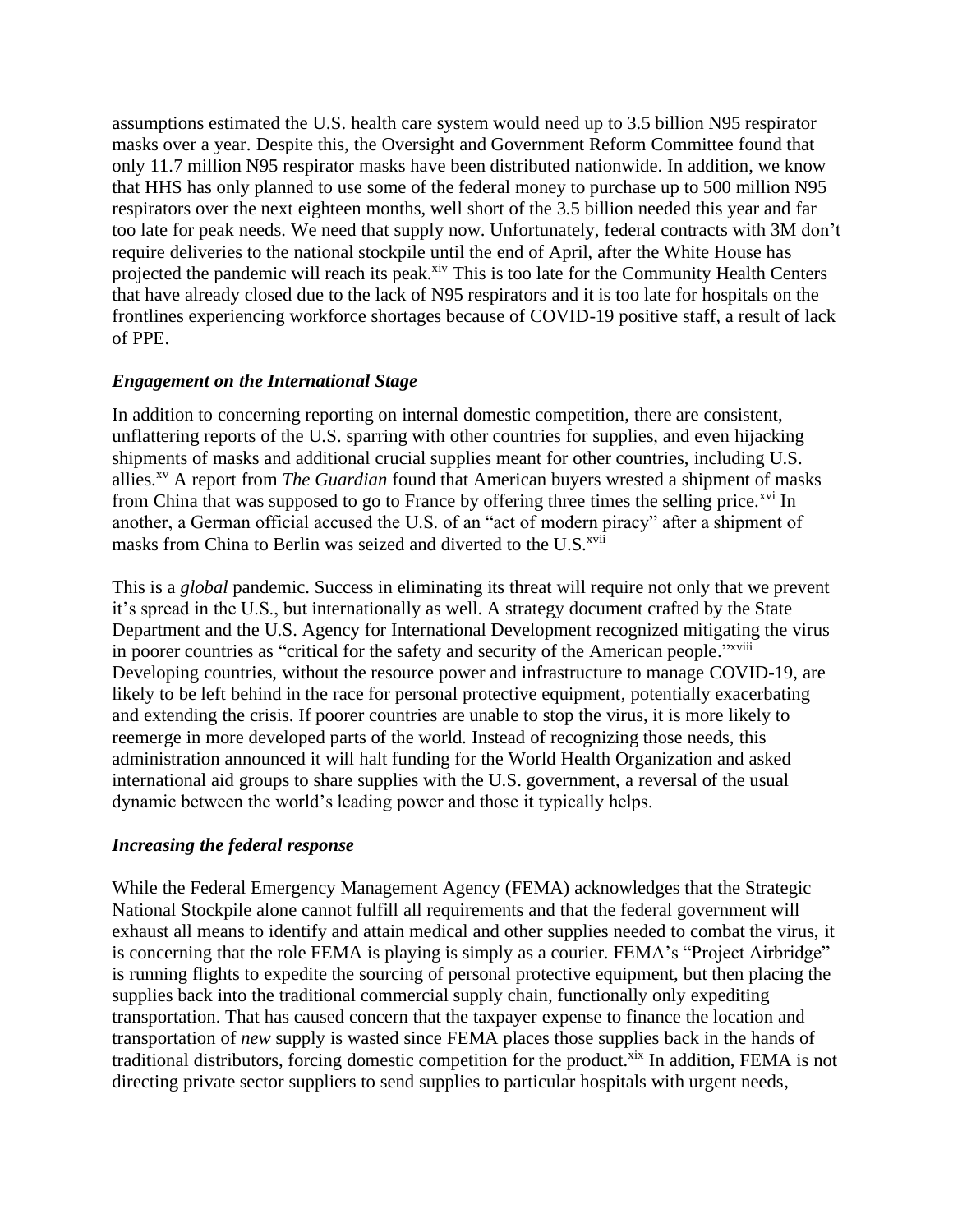assumptions estimated the U.S. health care system would need up to 3.5 billion N95 respirator masks over a year. Despite this, the Oversight and Government Reform Committee found that only 11.7 million N95 respirator masks have been distributed nationwide. In addition, we know that HHS has only planned to use some of the federal money to purchase up to 500 million N95 respirators over the next eighteen months, well short of the 3.5 billion needed this year and far too late for peak needs. We need that supply now. Unfortunately, federal contracts with 3M don't require deliveries to the national stockpile until the end of April, after the White House has projected the pandemic will reach its peak.[xiv] This is too late for the Community Health Centers that have already closed due to the lack of N95 respirators and it is too late for hospitals on the frontlines experiencing workforce shortages because of COVID-19 positive staff, a result of lack of PPE.

### *Engagement on the International Stage*

In addition to concerning reporting on internal domestic competition, there are consistent, unflattering reports of the U.S. sparring with other countries for supplies, and even hijacking shipments of masks and additional crucial supplies meant for other countries, including U.S. allies.[xv] A report from *The Guardian* found that American buyers wrested a shipment of masks from China that was supposed to go to France by offering three times the selling price.[xvi] In another, a German official accused the U.S. of an "act of modern piracy" after a shipment of masks from China to Berlin was seized and diverted to the U.S.[xvii]

This is a *global* pandemic. Success in eliminating its threat will require not only that we prevent it's spread in the U.S., but internationally as well. A strategy document crafted by the State Department and the U.S. Agency for International Development recognized mitigating the virus in poorer countries as "critical for the safety and security of the American people."[xviii] Developing countries, without the resource power and infrastructure to manage COVID-19, are likely to be left behind in the race for personal protective equipment, potentially exacerbating and extending the crisis. If poorer countries are unable to stop the virus, it is more likely to reemerge in more developed parts of the world. Instead of recognizing those needs, this administration announced it will halt funding for the World Health Organization and asked international aid groups to share supplies with the U.S. government, a reversal of the usual dynamic between the world's leading power and those it typically helps.

### *Increasing the federal response*

While the Federal Emergency Management Agency (FEMA) acknowledges that the Strategic National Stockpile alone cannot fulfill all requirements and that the federal government will exhaust all means to identify and attain medical and other supplies needed to combat the virus, it is concerning that the role FEMA is playing is simply as a courier. FEMA's "Project Airbridge" is running flights to expedite the sourcing of personal protective equipment, but then placing the supplies back into the traditional commercial supply chain, functionally only expediting transportation. That has caused concern that the taxpayer expense to finance the location and transportation of *new* supply is wasted since FEMA places those supplies back in the hands of traditional distributors, forcing domestic competition for the product.[xix] In addition, FEMA is not directing private sector suppliers to send supplies to particular hospitals with urgent needs,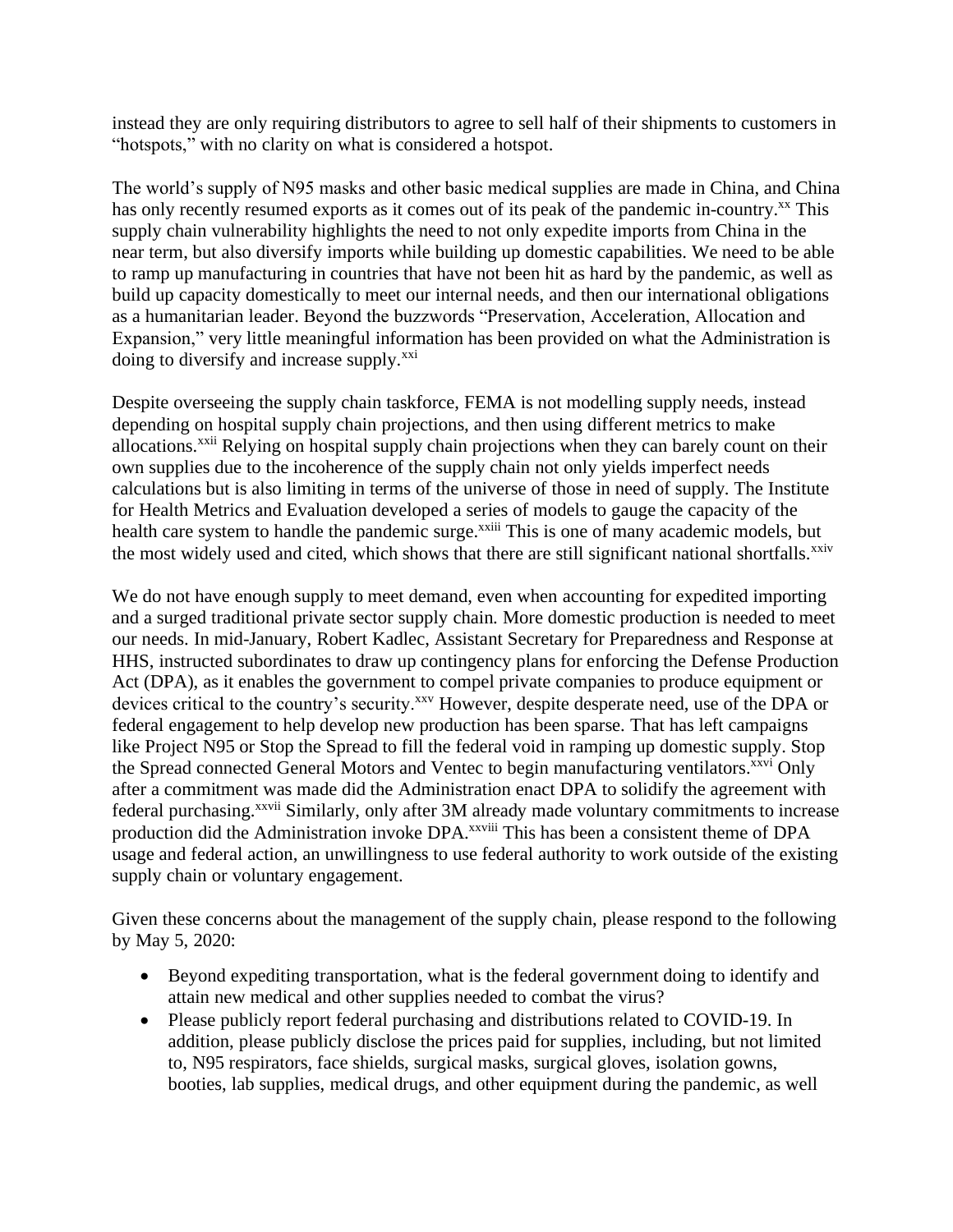instead they are only requiring distributors to agree to sell half of their shipments to customers in "hotspots," with no clarity on what is considered a hotspot.

The world's supply of N95 masks and other basic medical supplies are made in China, and China has only recently resumed exports as it comes out of its peak of the pandemic in-country.[xx] This supply chain vulnerability highlights the need to not only expedite imports from China in the near term, but also diversify imports while building up domestic capabilities. We need to be able to ramp up manufacturing in countries that have not been hit as hard by the pandemic, as well as build up capacity domestically to meet our internal needs, and then our international obligations as a humanitarian leader. Beyond the buzzwords "Preservation, Acceleration, Allocation and Expansion," very little meaningful information has been provided on what the Administration is doing to diversify and increase supply.[xxi]

Despite overseeing the supply chain taskforce, FEMA is not modelling supply needs, instead depending on hospital supply chain projections, and then using different metrics to make allocations.[xxii] Relying on hospital supply chain projections when they can barely count on their own supplies due to the incoherence of the supply chain not only yields imperfect needs calculations but is also limiting in terms of the universe of those in need of supply. The Institute for Health Metrics and Evaluation developed a series of models to gauge the capacity of the health care system to handle the pandemic surge.[xxiii] This is one of many academic models, but the most widely used and cited, which shows that there are still significant national shortfalls.[xxiv]

We do not have enough supply to meet demand, even when accounting for expedited importing and a surged traditional private sector supply chain. More domestic production is needed to meet our needs. In mid-January, Robert Kadlec, Assistant Secretary for Preparedness and Response at HHS, instructed subordinates to draw up contingency plans for enforcing the Defense Production Act (DPA), as it enables the government to compel private companies to produce equipment or devices critical to the country's security.[xxv] However, despite desperate need, use of the DPA or federal engagement to help develop new production has been sparse. That has left campaigns like Project N95 or Stop the Spread to fill the federal void in ramping up domestic supply. Stop the Spread connected General Motors and Ventec to begin manufacturing ventilators.[xxvi] Only after a commitment was made did the Administration enact DPA to solidify the agreement with federal purchasing.[xxvii] Similarly, only after 3M already made voluntary commitments to increase production did the Administration invoke DPA.[xxviii] This has been a consistent theme of DPA usage and federal action, an unwillingness to use federal authority to work outside of the existing supply chain or voluntary engagement.

Given these concerns about the management of the supply chain, please respond to the following by May 5, 2020:

- Beyond expediting transportation, what is the federal government doing to identify and attain new medical and other supplies needed to combat the virus?
- Please publicly report federal purchasing and distributions related to COVID-19. In addition, please publicly disclose the prices paid for supplies, including, but not limited to, N95 respirators, face shields, surgical masks, surgical gloves, isolation gowns, booties, lab supplies, medical drugs, and other equipment during the pandemic, as well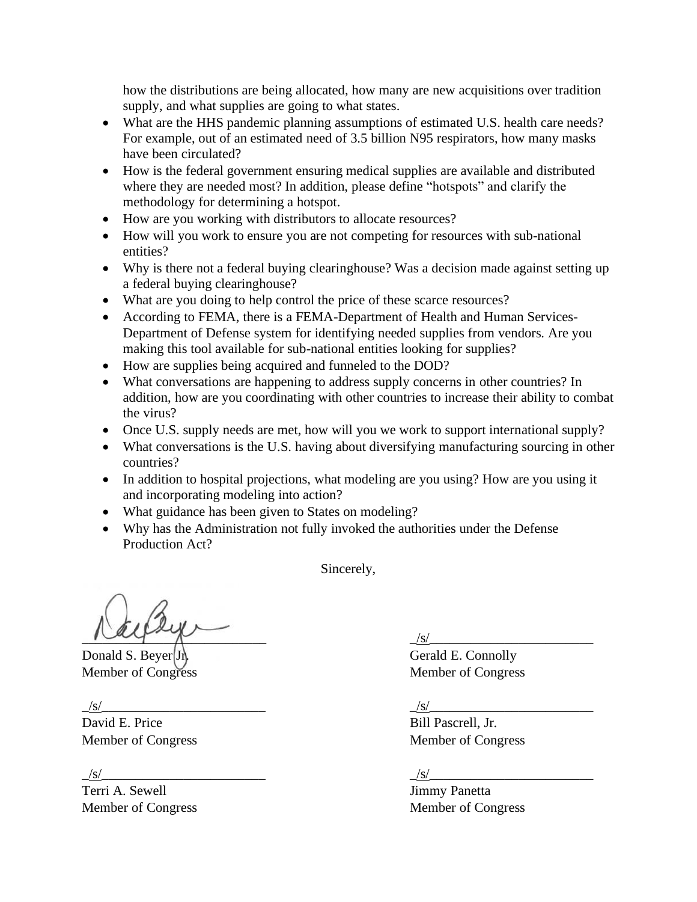how the distributions are being allocated, how many are new acquisitions over tradition supply, and what supplies are going to what states.

- What are the HHS pandemic planning assumptions of estimated U.S. health care needs? For example, out of an estimated need of 3.5 billion N95 respirators, how many masks have been circulated?
- How is the federal government ensuring medical supplies are available and distributed where they are needed most? In addition, please define "hotspots" and clarify the methodology for determining a hotspot.
- How are you working with distributors to allocate resources?
- How will you work to ensure you are not competing for resources with sub-national entities?
- Why is there not a federal buying clearinghouse? Was a decision made against setting up a federal buying clearinghouse?
- What are you doing to help control the price of these scarce resources?
- According to FEMA, there is a FEMA-Department of Health and Human Services-Department of Defense system for identifying needed supplies from vendors. Are you making this tool available for sub-national entities looking for supplies?
- How are supplies being acquired and funneled to the DOD?
- What conversations are happening to address supply concerns in other countries? In addition, how are you coordinating with other countries to increase their ability to combat the virus?
- Once U.S. supply needs are met, how will you we work to support international supply?
- What conversations is the U.S. having about diversifying manufacturing sourcing in other countries?
- In addition to hospital projections, what modeling are you using? How are you using it and incorporating modeling into action?
- What guidance has been given to States on modeling?
- Why has the Administration not fully invoked the authorities under the Defense Production Act?

Sincerely,

Donald S. Beyer Jr.
Member of Congress

_/s/_
Gerald E. Connolly
Member of Congress

_/s/_
David E. Price
Member of Congress

_/s/_
Bill Pascrell, Jr.
Member of Congress

_/s/_
Terri A. Sewell
Member of Congress

_/s/_
Jimmy Panetta
Member of Congress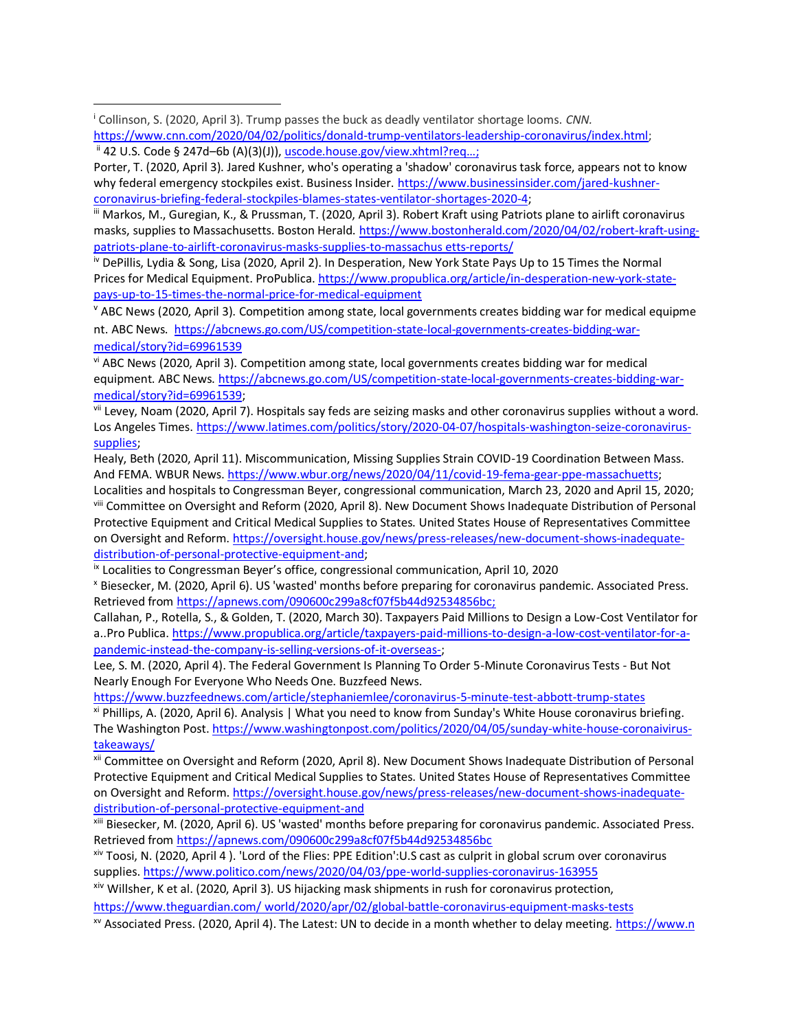[i] Collinson, S. (2020, April 3). Trump passes the buck as deadly ventilator shortage looms. *CNN.* https://www.cnn.com/2020/04/02/politics/donald-trump-ventilators-leadership-coronavirus/index.html;

[ii] 42 U.S. Code § 247d–6b (A)(3)(J)), uscode.house.gov/view.xhtml?req…;
Porter, T. (2020, April 3). Jared Kushner, who's operating a 'shadow' coronavirus task force, appears not to know why federal emergency stockpiles exist. Business Insider. https://www.businessinsider.com/jared-kushner-coronavirus-briefing-federal-stockpiles-blames-states-ventilator-shortages-2020-4;

[iii] Markos, M., Guregian, K., & Prussman, T. (2020, April 3). Robert Kraft using Patriots plane to airlift coronavirus masks, supplies to Massachusetts. Boston Herald. https://www.bostonherald.com/2020/04/02/robert-kraft-using-patriots-plane-to-airlift-coronavirus-masks-supplies-to-massachus etts-reports/

[iv] DePillis, Lydia & Song, Lisa (2020, April 2). In Desperation, New York State Pays Up to 15 Times the Normal Prices for Medical Equipment. ProPublica. https://www.propublica.org/article/in-desperation-new-york-state-pays-up-to-15-times-the-normal-price-for-medical-equipment

[v] ABC News (2020, April 3). Competition among state, local governments creates bidding war for medical equipme nt. ABC News. https://abcnews.go.com/US/competition-state-local-governments-creates-bidding-war-medical/story?id=69961539

[vi] ABC News (2020, April 3). Competition among state, local governments creates bidding war for medical equipment. ABC News. https://abcnews.go.com/US/competition-state-local-governments-creates-bidding-war-medical/story?id=69961539;

[vii] Levey, Noam (2020, April 7). Hospitals say feds are seizing masks and other coronavirus supplies without a word. Los Angeles Times. https://www.latimes.com/politics/story/2020-04-07/hospitals-washington-seize-coronavirus-supplies;
Healy, Beth (2020, April 11). Miscommunication, Missing Supplies Strain COVID-19 Coordination Between Mass. And FEMA. WBUR News. https://www.wbur.org/news/2020/04/11/covid-19-fema-gear-ppe-massachuetts;
Localities and hospitals to Congressman Beyer, congressional communication, March 23, 2020 and April 15, 2020;

[viii] Committee on Oversight and Reform (2020, April 8). New Document Shows Inadequate Distribution of Personal Protective Equipment and Critical Medical Supplies to States. United States House of Representatives Committee on Oversight and Reform. https://oversight.house.gov/news/press-releases/new-document-shows-inadequate-distribution-of-personal-protective-equipment-and;

[ix] Localities to Congressman Beyer's office, congressional communication, April 10, 2020

[x] Biesecker, M. (2020, April 6). US 'wasted' months before preparing for coronavirus pandemic. Associated Press. Retrieved from https://apnews.com/090600c299a8cf07f5b44d92534856bc;
Callahan, P., Rotella, S., & Golden, T. (2020, March 30). Taxpayers Paid Millions to Design a Low-Cost Ventilator for a..Pro Publica. https://www.propublica.org/article/taxpayers-paid-millions-to-design-a-low-cost-ventilator-for-a-pandemic-instead-the-company-is-selling-versions-of-it-overseas-;
Lee, S. M. (2020, April 4). The Federal Government Is Planning To Order 5-Minute Coronavirus Tests - But Not Nearly Enough For Everyone Who Needs One. Buzzfeed News. https://www.buzzfeednews.com/article/stephaniemlee/coronavirus-5-minute-test-abbott-trump-states

[xi] Phillips, A. (2020, April 6). Analysis | What you need to know from Sunday's White House coronavirus briefing. The Washington Post. https://www.washingtonpost.com/politics/2020/04/05/sunday-white-house-coronaivirus-takeaways/

[xii] Committee on Oversight and Reform (2020, April 8). New Document Shows Inadequate Distribution of Personal Protective Equipment and Critical Medical Supplies to States. United States House of Representatives Committee on Oversight and Reform. https://oversight.house.gov/news/press-releases/new-document-shows-inadequate-distribution-of-personal-protective-equipment-and

[xiii] Biesecker, M. (2020, April 6). US 'wasted' months before preparing for coronavirus pandemic. Associated Press. Retrieved from https://apnews.com/090600c299a8cf07f5b44d92534856bc

[xiv] Toosi, N. (2020, April 4 ). 'Lord of the Flies: PPE Edition':U.S cast as culprit in global scrum over coronavirus supplies. https://www.politico.com/news/2020/04/03/ppe-world-supplies-coronavirus-163955

[xiv] Willsher, K et al. (2020, April 3). US hijacking mask shipments in rush for coronavirus protection, https://www.theguardian.com/ world/2020/apr/02/global-battle-coronavirus-equipment-masks-tests

[xv] Associated Press. (2020, April 4). The Latest: UN to decide in a month whether to delay meeting. https://www.n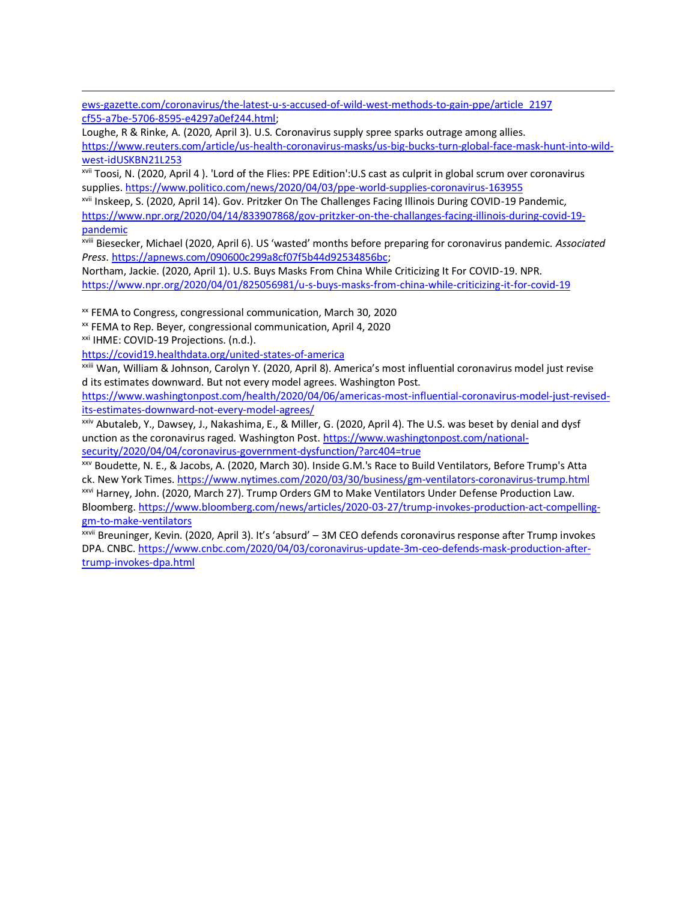ews-gazette.com/coronavirus/the-latest-u-s-accused-of-wild-west-methods-to-gain-ppe/article_2197cf55-a7be-5706-8595-e4297a0ef244.html;

Loughe, R & Rinke, A. (2020, April 3). U.S. Coronavirus supply spree sparks outrage among allies. https://www.reuters.com/article/us-health-coronavirus-masks/us-big-bucks-turn-global-face-mask-hunt-into-wild-west-idUSKBN21L253

[xvii] Toosi, N. (2020, April 4 ). 'Lord of the Flies: PPE Edition':U.S cast as culprit in global scrum over coronavirus supplies. https://www.politico.com/news/2020/04/03/ppe-world-supplies-coronavirus-163955

[xvii] Inskeep, S. (2020, April 14). Gov. Pritzker On The Challenges Facing Illinois During COVID-19 Pandemic, https://www.npr.org/2020/04/14/833907868/gov-pritzker-on-the-challanges-facing-illinois-during-covid-19-pandemic

[xviii] Biesecker, Michael (2020, April 6). US 'wasted' months before preparing for coronavirus pandemic. *Associated Press*. https://apnews.com/090600c299a8cf07f5b44d92534856bc;

Northam, Jackie. (2020, April 1). U.S. Buys Masks From China While Criticizing It For COVID-19. NPR. https://www.npr.org/2020/04/01/825056981/u-s-buys-masks-from-china-while-criticizing-it-for-covid-19

[xx] FEMA to Congress, congressional communication, March 30, 2020

[xx] FEMA to Rep. Beyer, congressional communication, April 4, 2020

[xxi] IHME: COVID-19 Projections. (n.d.).

https://covid19.healthdata.org/united-states-of-america

[xxiii] Wan, William & Johnson, Carolyn Y. (2020, April 8). America's most influential coronavirus model just revised its estimates downward. But not every model agrees. Washington Post. https://www.washingtonpost.com/health/2020/04/06/americas-most-influential-coronavirus-model-just-revised-its-estimates-downward-not-every-model-agrees/

[xxiv] Abutaleb, Y., Dawsey, J., Nakashima, E., & Miller, G. (2020, April 4). The U.S. was beset by denial and dysfunction as the coronavirus raged. Washington Post. https://www.washingtonpost.com/national-security/2020/04/04/coronavirus-government-dysfunction/?arc404=true

[xxv] Boudette, N. E., & Jacobs, A. (2020, March 30). Inside G.M.'s Race to Build Ventilators, Before Trump's Attack. New York Times. https://www.nytimes.com/2020/03/30/business/gm-ventilators-coronavirus-trump.html

[xxvi] Harney, John. (2020, March 27). Trump Orders GM to Make Ventilators Under Defense Production Law. Bloomberg. https://www.bloomberg.com/news/articles/2020-03-27/trump-invokes-production-act-compelling-gm-to-make-ventilators

[xxvii] Breuninger, Kevin. (2020, April 3). It's 'absurd' – 3M CEO defends coronavirus response after Trump invokes DPA. CNBC. https://www.cnbc.com/2020/04/03/coronavirus-update-3m-ceo-defends-mask-production-after-trump-invokes-dpa.html